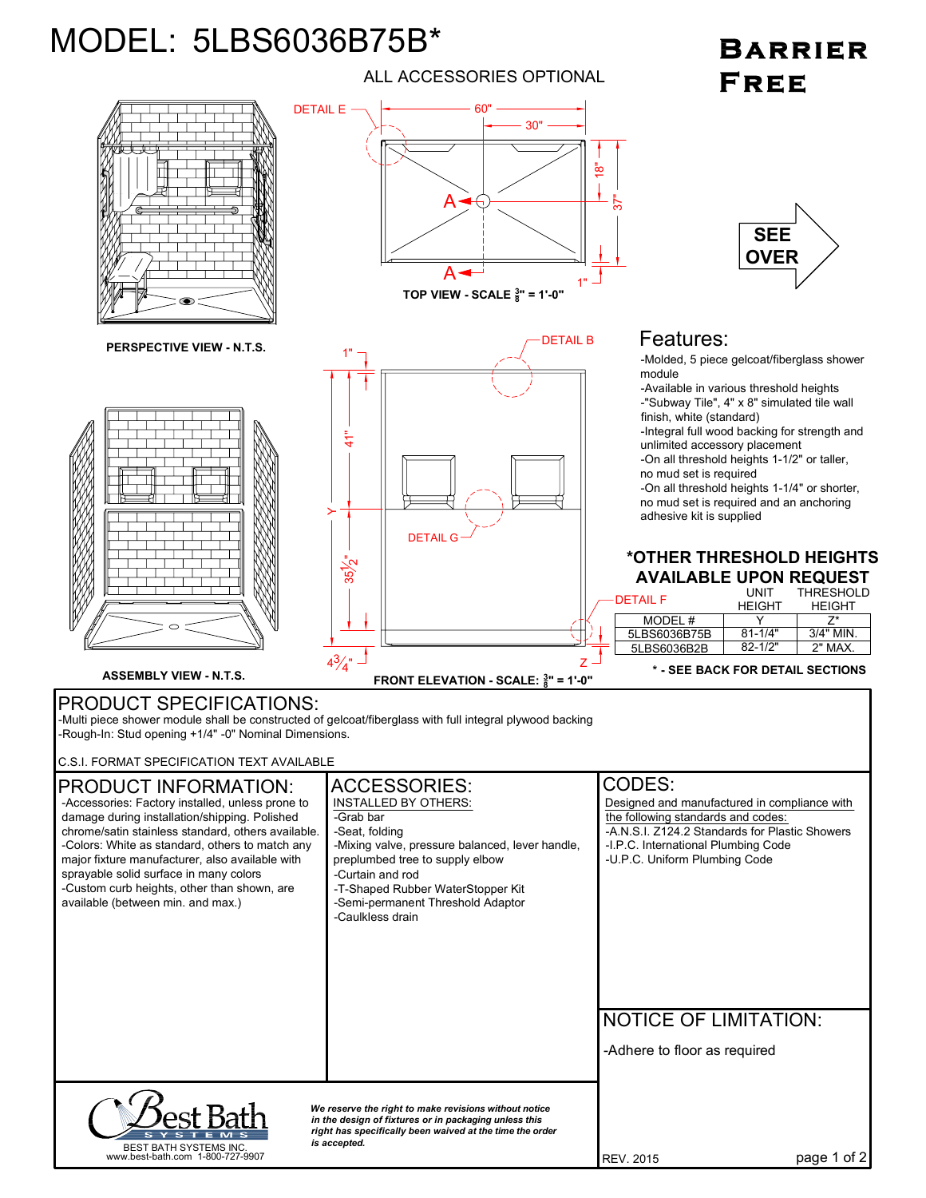# MODEL: 5LBS6036B75B*

## Barrier Free

ALL ACCESSORIES OPTIONAL

PERSPECTIVE VIEW - N.T.S.

DETAIL E

60"

30"

18"

37"

1"

TOP VIEW - SCALE $\frac{3}{8}$" = 1'-0"

SEE OVER

DETAIL B

1"

41"

Y

$35\frac{1}{2}$"

DETAIL G

DETAIL F

$4\frac{3}{4}$"

Z

ASSEMBLY VIEW - N.T.S.

FRONT ELEVATION - SCALE: $\frac{3}{8}$" = 1'-0"

## Features:

- Molded, 5 piece gelcoat/fiberglass shower module
- Available in various threshold heights
- "Subway Tile", 4" x 8" simulated tile wall finish, white (standard)
- Integral full wood backing for strength and unlimited accessory placement
- On all threshold heights 1-1/2" or taller, no mud set is required
- On all threshold heights 1-1/4" or shorter, no mud set is required and an anchoring adhesive kit is supplied

### *OTHER THRESHOLD HEIGHTS AVAILABLE UPON REQUEST

| MODEL # | UNIT HEIGHT Y | THRESHOLD HEIGHT Z* |
| --- | --- | --- |
| 5LBS6036B75B | 81-1/4" | 3/4" MIN. |
| 5LBS6036B2B | 82-1/2" | 2" MAX. |

**\* - SEE BACK FOR DETAIL SECTIONS**

## PRODUCT SPECIFICATIONS:

- Multi piece shower module shall be constructed of gelcoat/fiberglass with full integral plywood backing
- Rough-In: Stud opening +1/4" -0" Nominal Dimensions.

C.S.I. FORMAT SPECIFICATION TEXT AVAILABLE

## PRODUCT INFORMATION:

- Accessories: Factory installed, unless prone to damage during installation/shipping. Polished chrome/satin stainless standard, others available.
- Colors: White as standard, others to match any major fixture manufacturer, also available with sprayable solid surface in many colors
- Custom curb heights, other than shown, are available (between min. and max.)

## ACCESSORIES:

INSTALLED BY OTHERS:

- Grab bar
- Seat, folding
- Mixing valve, pressure balanced, lever handle, preplumbed tree to supply elbow
- Curtain and rod
- T-Shaped Rubber WaterStopper Kit
- Semi-permanent Threshold Adaptor
- Caulkless drain

## CODES:

Designed and manufactured in compliance with the following standards and codes:

- A.N.S.I. Z124.2 Standards for Plastic Showers
- I.P.C. International Plumbing Code
- U.P.C. Uniform Plumbing Code

## NOTICE OF LIMITATION:

- Adhere to floor as required

Best Bath SYSTEMS
BEST BATH SYSTEMS INC.
www.best-bath.com 1-800-727-9907

*We reserve the right to make revisions without notice in the design of fixtures or in packaging unless this right has specifically been waived at the time the order is accepted.*

REV. 2015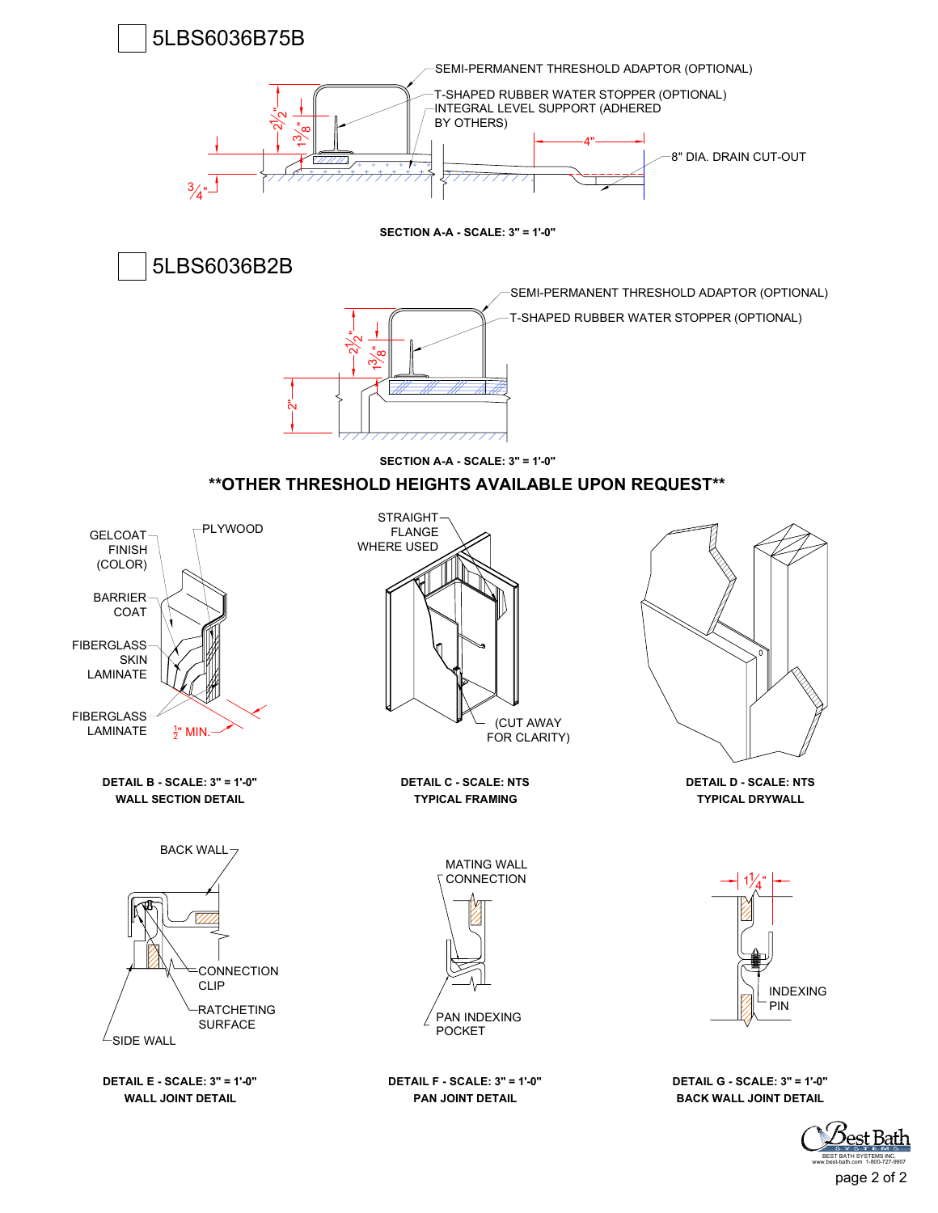## ☐ 5LBS6036B75B

SEMI-PERMANENT THRESHOLD ADAPTOR (OPTIONAL)

T-SHAPED RUBBER WATER STOPPER (OPTIONAL)

INTEGRAL LEVEL SUPPORT (ADHERED BY OTHERS)

8" DIA. DRAIN CUT-OUT

$2\frac{1}{2}$"

$1\frac{3}{8}$"

4"

$\frac{3}{4}$"

**SECTION A-A - SCALE: 3" = 1'-0"**

## ☐ 5LBS6036B2B

SEMI-PERMANENT THRESHOLD ADAPTOR (OPTIONAL)

T-SHAPED RUBBER WATER STOPPER (OPTIONAL)

$2\frac{1}{2}$"

$1\frac{3}{8}$"

2"

**SECTION A-A - SCALE: 3" = 1'-0"**

**\*\*OTHER THRESHOLD HEIGHTS AVAILABLE UPON REQUEST\*\***

GELCOAT FINISH (COLOR)

PLYWOOD

BARRIER COAT

FIBERGLASS SKIN LAMINATE

FIBERGLASS LAMINATE

$\frac{1}{2}$" MIN.

**DETAIL B - SCALE: 3" = 1'-0"**
**WALL SECTION DETAIL**

STRAIGHT FLANGE WHERE USED

(CUT AWAY FOR CLARITY)

**DETAIL C - SCALE: NTS**
**TYPICAL FRAMING**

**DETAIL D - SCALE: NTS**
**TYPICAL DRYWALL**

BACK WALL

CONNECTION CLIP

RATCHETING SURFACE

SIDE WALL

**DETAIL E - SCALE: 3" = 1'-0"**
**WALL JOINT DETAIL**

MATING WALL CONNECTION

PAN INDEXING POCKET

**DETAIL F - SCALE: 3" = 1'-0"**
**PAN JOINT DETAIL**

$1\frac{1}{4}$"

INDEXING PIN

**DETAIL G - SCALE: 3" = 1'-0"**
**BACK WALL JOINT DETAIL**

Best Bath SYSTEMS
BEST BATH SYSTEMS INC.
www.best-bath.com 1-800-727-9907